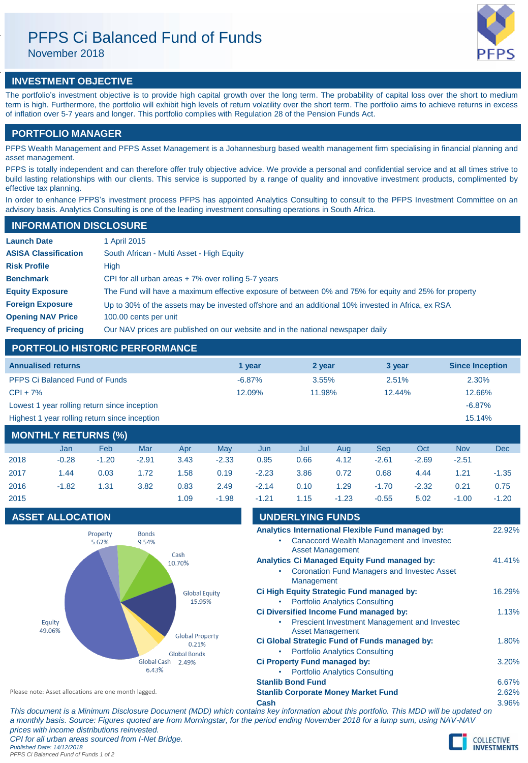# PFPS Ci Balanced Fund of Funds

November 2018

## INVESTMENT OBJECTIVE

The portfolio's investment objective is to provide high capital growth over the long term. The probability of capital loss over the short to medium term is high. Furthermore, the portfolio will exhibit high levels of return volatility over the short term. The portfolio aims to achieve returns in excess of inflation over 5-7 years and longer. This portfolio complies with Regulation 28 of the Pension Funds Act.

## PORTFOLIO MANAGER

PFPS Wealth Management and PFPS Asset Management is a Johannesburg based wealth management firm specialising in financial planning and asset management.

PFPS is totally independent and can therefore offer truly objective advice. We provide a personal and confidential service and at all times strive to build lasting relationships with our clients. This service is supported by a range of quality and innovative investment products, complimented by effective tax planning.

In order to enhance PFPS's investment process PFPS has appointed Analytics Consulting to consult to the PFPS Investment Committee on an advisory basis. Analytics Consulting is one of the leading investment consulting operations in South Africa.

## INFORMATION DISCLOSURE

| | |
|---|---|
| **Launch Date** | 1 April 2015 |
| **ASISA Classification** | South African - Multi Asset - High Equity |
| **Risk Profile** | High |
| **Benchmark** | CPI for all urban areas + 7% over rolling 5-7 years |
| **Equity Exposure** | The Fund will have a maximum effective exposure of between 0% and 75% for equity and 25% for property |
| **Foreign Exposure** | Up to 30% of the assets may be invested offshore and an additional 10% invested in Africa, ex RSA |
| **Opening NAV Price** | 100.00 cents per unit |
| **Frequency of pricing** | Our NAV prices are published on our website and in the national newspaper daily |

## PORTFOLIO HISTORIC PERFORMANCE

| Annualised returns | 1 year | 2 year | 3 year | Since Inception |
|---|---|---|---|---|
| PFPS Ci Balanced Fund of Funds | -6.87% | 3.55% | 2.51% | 2.30% |
| CPI + 7% | 12.09% | 11.98% | 12.44% | 12.66% |
| Lowest 1 year rolling return since inception | | | | -6.87% |
| Highest 1 year rolling return since inception | | | | 15.14% |

## MONTHLY RETURNS (%)

| | Jan | Feb | Mar | Apr | May | Jun | Jul | Aug | Sep | Oct | Nov | Dec |
|---|---|---|---|---|---|---|---|---|---|---|---|---|
| 2018 | -0.28 | -1.20 | -2.91 | 3.43 | -2.33 | 0.95 | 0.66 | 4.12 | -2.61 | -2.69 | -2.51 | |
| 2017 | 1.44 | 0.03 | 1.72 | 1.58 | 0.19 | -2.23 | 3.86 | 0.72 | 0.68 | 4.44 | 1.21 | -1.35 |
| 2016 | -1.82 | 1.31 | 3.82 | 0.83 | 2.49 | -2.14 | 0.10 | 1.29 | -1.70 | -2.32 | 0.21 | 0.75 |
| 2015 | | | | 1.09 | -1.98 | -1.21 | 1.15 | -1.23 | -0.55 | 5.02 | -1.00 | -1.20 |

## ASSET ALLOCATION

| Asset | % |
|---|---|
| Equity | 49.06% |
| Property | 5.62% |
| Bonds | 9.54% |
| Cash | 10.70% |
| Global Equity | 15.95% |
| Global Property | 0.21% |
| Global Bonds | 2.49% |
| Global Cash | 6.43% |

Please note: Asset allocations are one month lagged.

## UNDERLYING FUNDS

| Fund | % |
|---|---|
| **Analytics International Flexible Fund managed by:** <br> • Canaccord Wealth Management and Investec Asset Management | 22.92% |
| **Analytics Ci Managed Equity Fund managed by:** <br> • Coronation Fund Managers and Investec Asset Management | 41.41% |
| **Ci High Equity Strategic Fund managed by:** <br> • Portfolio Analytics Consulting | 16.29% |
| **Ci Diversified Income Fund managed by:** <br> • Prescient Investment Management and Investec Asset Management | 1.13% |
| **Ci Global Strategic Fund of Funds managed by:** <br> • Portfolio Analytics Consulting | 1.80% |
| **Ci Property Fund managed by:** <br> • Portfolio Analytics Consulting | 3.20% |
| **Stanlib Bond Fund** | 6.67% |
| **Stanlib Corporate Money Market Fund** | 2.62% |
| **Cash** | 3.96% |

*This document is a Minimum Disclosure Document (MDD) which contains key information about this portfolio. This MDD will be updated on a monthly basis. Source: Figures quoted are from Morningstar, for the period ending November 2018 for a lump sum, using NAV-NAV prices with income distributions reinvested.*

*CPI for all urban areas sourced from I-Net Bridge.*

*Published Date: 14/12/2018*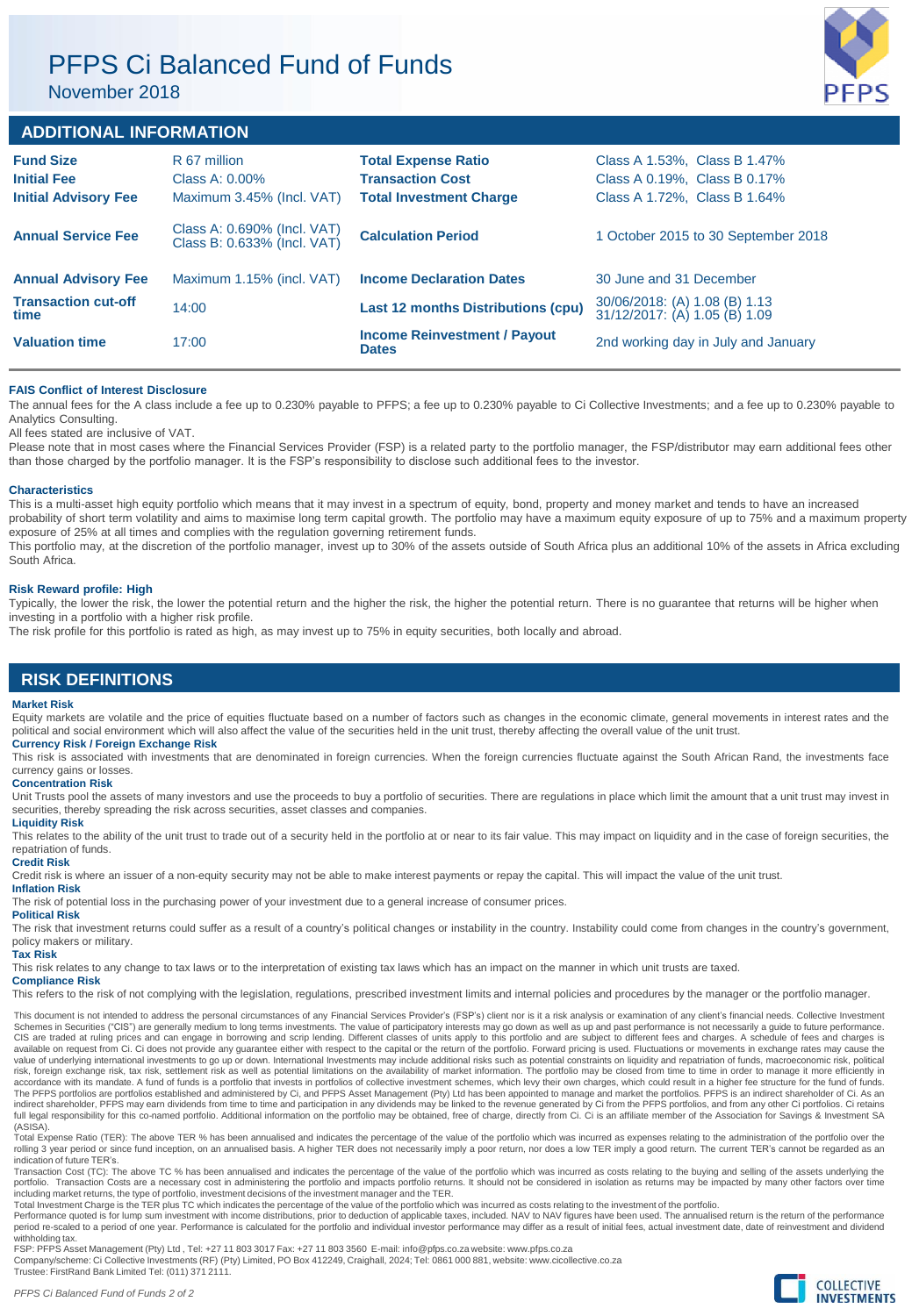# PFPS Ci Balanced Fund of Funds

November 2018

## ADDITIONAL INFORMATION

| | | | |
|---|---|---|---|
| **Fund Size** | R 67 million | **Total Expense Ratio** | Class A 1.53%, Class B 1.47% |
| **Initial Fee** | Class A: 0.00% | **Transaction Cost** | Class A 0.19%, Class B 0.17% |
| **Initial Advisory Fee** | Maximum 3.45% (Incl. VAT) | **Total Investment Charge** | Class A 1.72%, Class B 1.64% |
| **Annual Service Fee** | Class A: 0.690% (Incl. VAT) Class B: 0.633% (Incl. VAT) | **Calculation Period** | 1 October 2015 to 30 September 2018 |
| **Annual Advisory Fee** | Maximum 1.15% (incl. VAT) | **Income Declaration Dates** | 30 June and 31 December |
| **Transaction cut-off time** | 14:00 | **Last 12 months Distributions (cpu)** | 30/06/2018: (A) 1.08 (B) 1.13 31/12/2017: (A) 1.05 (B) 1.09 |
| **Valuation time** | 17:00 | **Income Reinvestment / Payout Dates** | 2nd working day in July and January |

### FAIS Conflict of Interest Disclosure

The annual fees for the A class include a fee up to 0.230% payable to PFPS; a fee up to 0.230% payable to Ci Collective Investments; and a fee up to 0.230% payable to Analytics Consulting.

All fees stated are inclusive of VAT.

Please note that in most cases where the Financial Services Provider (FSP) is a related party to the portfolio manager, the FSP/distributor may earn additional fees other than those charged by the portfolio manager. It is the FSP's responsibility to disclose such additional fees to the investor.

### Characteristics

This is a multi-asset high equity portfolio which means that it may invest in a spectrum of equity, bond, property and money market and tends to have an increased probability of short term volatility and aims to maximise long term capital growth. The portfolio may have a maximum equity exposure of up to 75% and a maximum property exposure of 25% at all times and complies with the regulation governing retirement funds.

This portfolio may, at the discretion of the portfolio manager, invest up to 30% of the assets outside of South Africa plus an additional 10% of the assets in Africa excluding South Africa.

### Risk Reward profile: High

Typically, the lower the risk, the lower the potential return and the higher the risk, the higher the potential return. There is no guarantee that returns will be higher when investing in a portfolio with a higher risk profile.

The risk profile for this portfolio is rated as high, as may invest up to 75% in equity securities, both locally and abroad.

## RISK DEFINITIONS

**Market Risk**

Equity markets are volatile and the price of equities fluctuate based on a number of factors such as changes in the economic climate, general movements in interest rates and the political and social environment which will also affect the value of the securities held in the unit trust, thereby affecting the overall value of the unit trust.

**Currency Risk / Foreign Exchange Risk**

This risk is associated with investments that are denominated in foreign currencies. When the foreign currencies fluctuate against the South African Rand, the investments face currency gains or losses.

**Concentration Risk**

Unit Trusts pool the assets of many investors and use the proceeds to buy a portfolio of securities. There are regulations in place which limit the amount that a unit trust may invest in securities, thereby spreading the risk across securities, asset classes and companies.

**Liquidity Risk**

This relates to the ability of the unit trust to trade out of a security held in the portfolio at or near to its fair value. This may impact on liquidity and in the case of foreign securities, the repatriation of funds.

**Credit Risk**

Credit risk is where an issuer of a non-equity security may not be able to make interest payments or repay the capital. This will impact the value of the unit trust.

**Inflation Risk**

The risk of potential loss in the purchasing power of your investment due to a general increase of consumer prices.

**Political Risk**

The risk that investment returns could suffer as a result of a country's political changes or instability in the country. Instability could come from changes in the country's government, policy makers or military.

**Tax Risk**

This risk relates to any change to tax laws or to the interpretation of existing tax laws which has an impact on the manner in which unit trusts are taxed.

**Compliance Risk**

This refers to the risk of not complying with the legislation, regulations, prescribed investment limits and internal policies and procedures by the manager or the portfolio manager.

This document is not intended to address the personal circumstances of any Financial Services Provider's (FSP's) client nor is it a risk analysis or examination of any client's financial needs. Collective Investment Schemes in Securities ("CIS") are generally medium to long terms investments. The value of participatory interests may go down as well as up and past performance is not necessarily a guide to future performance. CIS are traded at ruling prices and can engage in borrowing and scrip lending. Different classes of units apply to this portfolio and are subject to different fees and charges. A schedule of fees and charges is available on request from Ci. Ci does not provide any guarantee either with respect to the capital or the return of the portfolio. Forward pricing is used. Fluctuations or movements in exchange rates may cause the value of underlying international investments to go up or down. International Investments may include additional risks such as potential constraints on liquidity and repatriation of funds, macroeconomic risk, political risk, foreign exchange risk, tax risk, settlement risk as well as potential limitations on the availability of market information. The portfolio may be closed from time to time in order to manage it more efficiently in accordance with its mandate. A fund of funds is a portfolio that invests in portfolios of collective investment schemes, which levy their own charges, which could result in a higher fee structure for the fund of funds. The PFPS portfolios are portfolios established and administered by Ci, and PFPS Asset Management (Pty) Ltd has been appointed to manage and market the portfolios. PFPS is an indirect shareholder of Ci. As an indirect shareholder, PFPS may earn dividends from time to time and participation in any dividends may be linked to the revenue generated by Ci from the PFPS portfolios, and from any other Ci portfolios. Ci retains full legal responsibility for this co-named portfolio. Additional information on the portfolio may be obtained, free of charge, directly from Ci. Ci is an affiliate member of the Association for Savings & Investment SA (ASISA).

Total Expense Ratio (TER): The above TER % has been annualised and indicates the percentage of the value of the portfolio which was incurred as expenses relating to the administration of the portfolio over the rolling 3 year period or since fund inception, on an annualised basis. A higher TER does not necessarily imply a poor return, nor does a low TER imply a good return. The current TER's cannot be regarded as an indication of future TER's.

Transaction Cost (TC): The above TC % has been annualised and indicates the percentage of the value of the portfolio which was incurred as costs relating to the buying and selling of the assets underlying the portfolio. Transaction Costs are a necessary cost in administering the portfolio and impacts portfolio returns. It should not be considered in isolation as returns may be impacted by many other factors over time including market returns, the type of portfolio, investment decisions of the investment manager and the TER.

Total Investment Charge is the TER plus TC which indicates the percentage of the value of the portfolio which was incurred as costs relating to the investment of the portfolio.

Performance quoted is for lump sum investment with income distributions, prior to deduction of applicable taxes, included. NAV to NAV figures have been used. The annualised return is the return of the performance period re-scaled to a period of one year. Performance is calculated for the portfolio and individual investor performance may differ as a result of initial fees, actual investment date, date of reinvestment and dividend withholding tax.

FSP: PFPS Asset Management (Pty) Ltd , Tel: +27 11 803 3017 Fax: +27 11 803 3560 E-mail: info@pfps.co.za website: www.pfps.co.za

Company/scheme: Ci Collective Investments (RF) (Pty) Limited, PO Box 412249, Craighall, 2024; Tel: 0861 000 881, website: www.cicollective.co.za

Trustee: FirstRand Bank Limited Tel: (011) 371 2111.